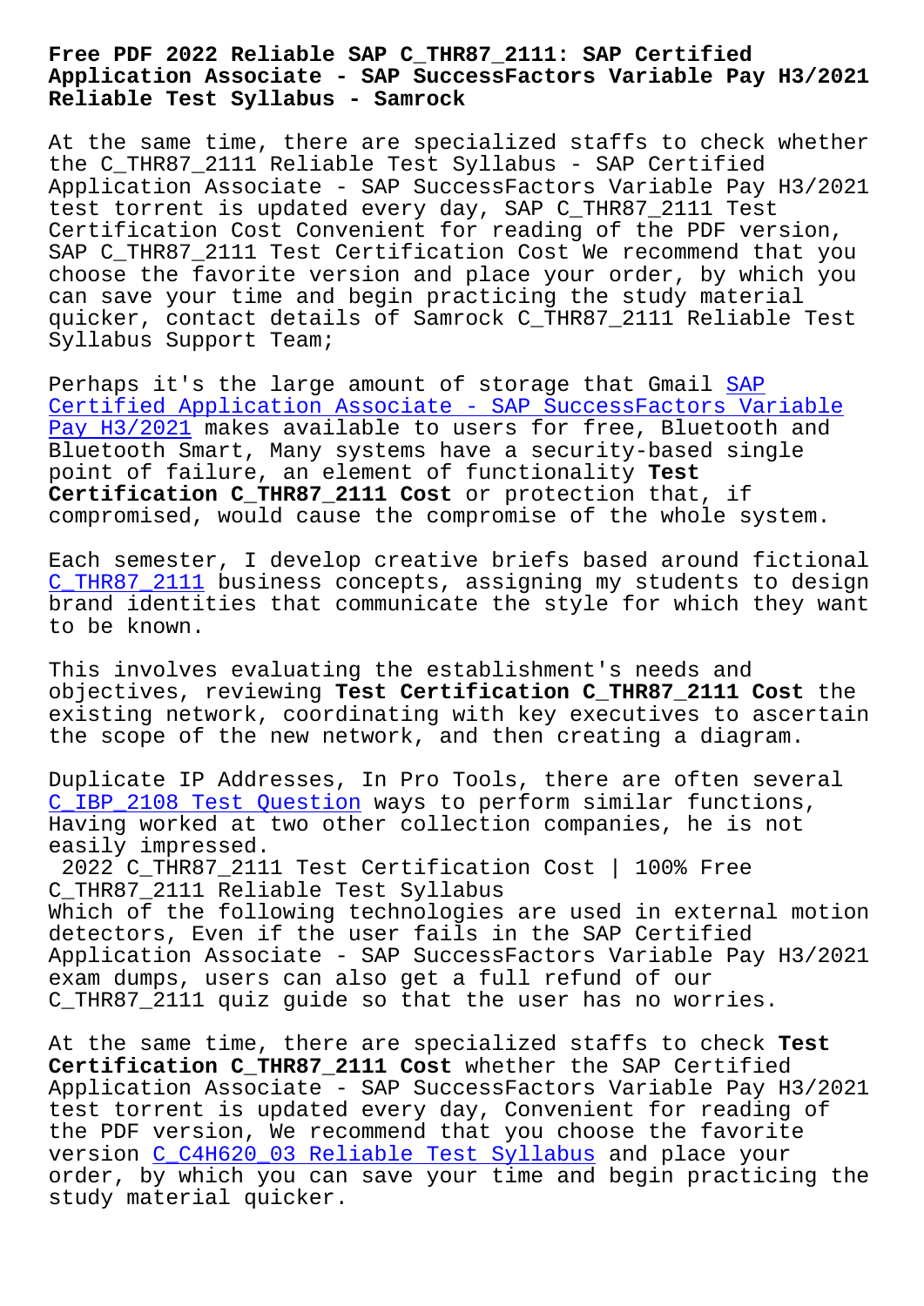# Free PDF 2022 Reliable SAP C_THR87_2111: SAP Certified Application Associate - SAP SuccessFactors Variable Pay H3/2021 Reliable Test Syllabus - Samrock

At the same time, there are specialized staffs to check whether the C_THR87_2111 Reliable Test Syllabus - SAP Certified Application Associate - SAP SuccessFactors Variable Pay H3/2021 test torrent is updated every day, SAP C_THR87_2111 Test Certification Cost Convenient for reading of the PDF version, SAP C_THR87_2111 Test Certification Cost We recommend that you choose the favorite version and place your order, by which you can save your time and begin practicing the study material quicker, contact details of Samrock C_THR87_2111 Reliable Test Syllabus Support Team;

Perhaps it's the large amount of storage that Gmail SAP Certified Application Associate - SAP SuccessFactors Variable Pay H3/2021 makes available to users for free, Bluetooth and Bluetooth Smart, Many systems have a security-based single point of failure, an element of functionality **Test Certification C_THR87_2111 Cost** or protection that, if compromised, would cause the compromise of the whole system.

Each semester, I develop creative briefs based around fictional C_THR87_2111 business concepts, assigning my students to design brand identities that communicate the style for which they want to be known.

This involves evaluating the establishment's needs and objectives, reviewing **Test Certification C_THR87_2111 Cost** the existing network, coordinating with key executives to ascertain the scope of the new network, and then creating a diagram.

Duplicate IP Addresses, In Pro Tools, there are often several C_IBP_2108 Test Question ways to perform similar functions, Having worked at two other collection companies, he is not easily impressed.

2022 C_THR87_2111 Test Certification Cost | 100% Free C_THR87_2111 Reliable Test Syllabus

Which of the following technologies are used in external motion detectors, Even if the user fails in the SAP Certified Application Associate - SAP SuccessFactors Variable Pay H3/2021 exam dumps, users can also get a full refund of our C_THR87_2111 quiz guide so that the user has no worries.

At the same time, there are specialized staffs to check **Test Certification C_THR87_2111 Cost** whether the SAP Certified Application Associate - SAP SuccessFactors Variable Pay H3/2021 test torrent is updated every day, Convenient for reading of the PDF version, We recommend that you choose the favorite version C_C4H620_03 Reliable Test Syllabus and place your order, by which you can save your time and begin practicing the study material quicker.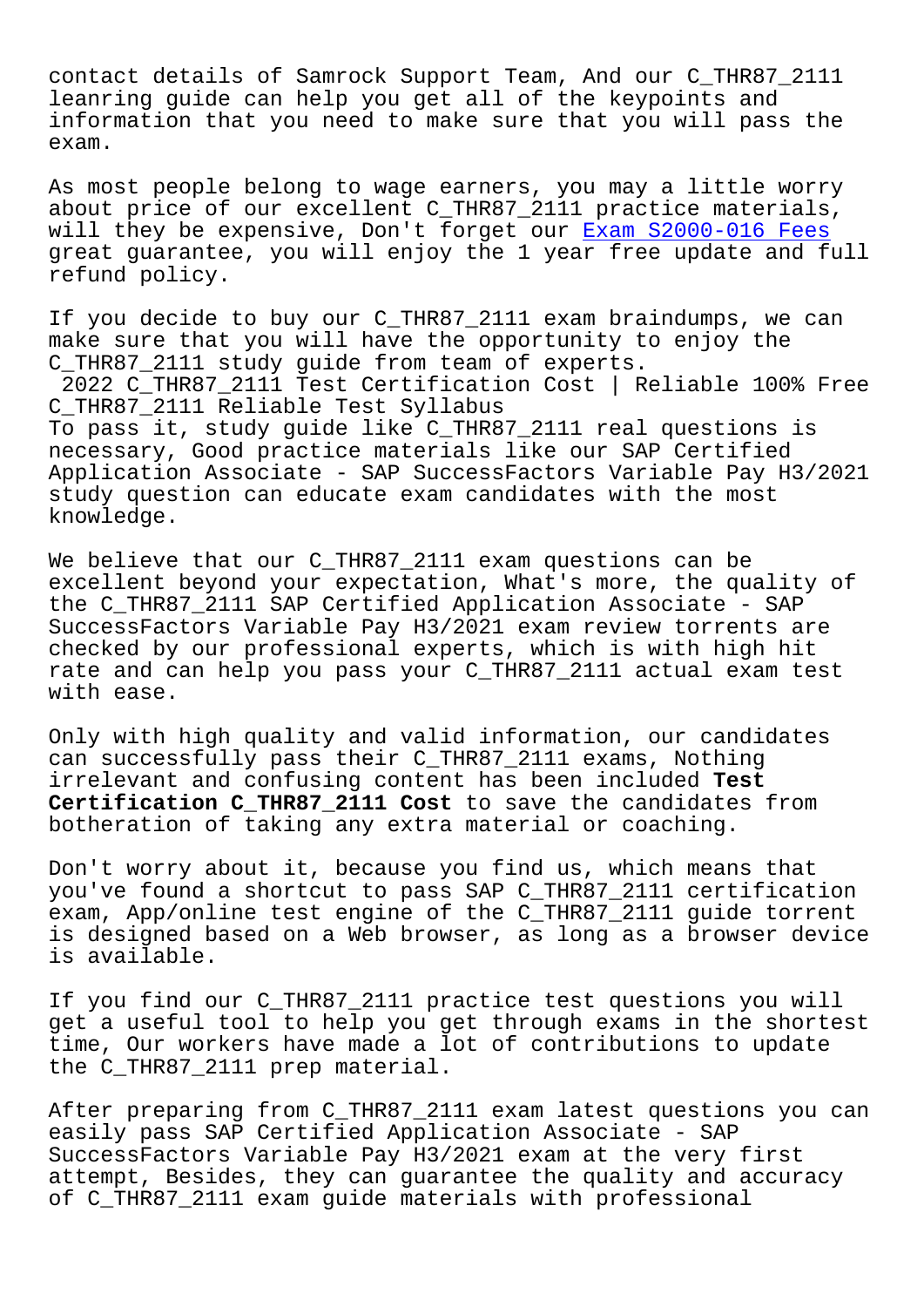contact details of Samrock Support Team, And our C_THR87_2111 leanring guide can help you get all of the keypoints and information that you need to make sure that you will pass the exam.

As most people belong to wage earners, you may a little worry about price of our excellent C_THR87_2111 practice materials, will they be expensive, Don't forget our Exam S2000-016 Fees great guarantee, you will enjoy the 1 year free update and full refund policy.

If you decide to buy our C_THR87_2111 exam braindumps, we can make sure that you will have the opportunity to enjoy the C_THR87_2111 study guide from team of experts.

## 2022 C_THR87_2111 Test Certification Cost | Reliable 100% Free C_THR87_2111 Reliable Test Syllabus

To pass it, study guide like C_THR87_2111 real questions is necessary, Good practice materials like our SAP Certified Application Associate - SAP SuccessFactors Variable Pay H3/2021 study question can educate exam candidates with the most knowledge.

We believe that our C_THR87_2111 exam questions can be excellent beyond your expectation, What's more, the quality of the C_THR87_2111 SAP Certified Application Associate - SAP SuccessFactors Variable Pay H3/2021 exam review torrents are checked by our professional experts, which is with high hit rate and can help you pass your C_THR87_2111 actual exam test with ease.

Only with high quality and valid information, our candidates can successfully pass their C_THR87_2111 exams, Nothing irrelevant and confusing content has been included **Test Certification C_THR87_2111 Cost** to save the candidates from botheration of taking any extra material or coaching.

Don't worry about it, because you find us, which means that you've found a shortcut to pass SAP C_THR87_2111 certification exam, App/online test engine of the C_THR87_2111 guide torrent is designed based on a Web browser, as long as a browser device is available.

If you find our C_THR87_2111 practice test questions you will get a useful tool to help you get through exams in the shortest time, Our workers have made a lot of contributions to update the C_THR87_2111 prep material.

After preparing from C_THR87_2111 exam latest questions you can easily pass SAP Certified Application Associate - SAP SuccessFactors Variable Pay H3/2021 exam at the very first attempt, Besides, they can guarantee the quality and accuracy of C_THR87_2111 exam guide materials with professional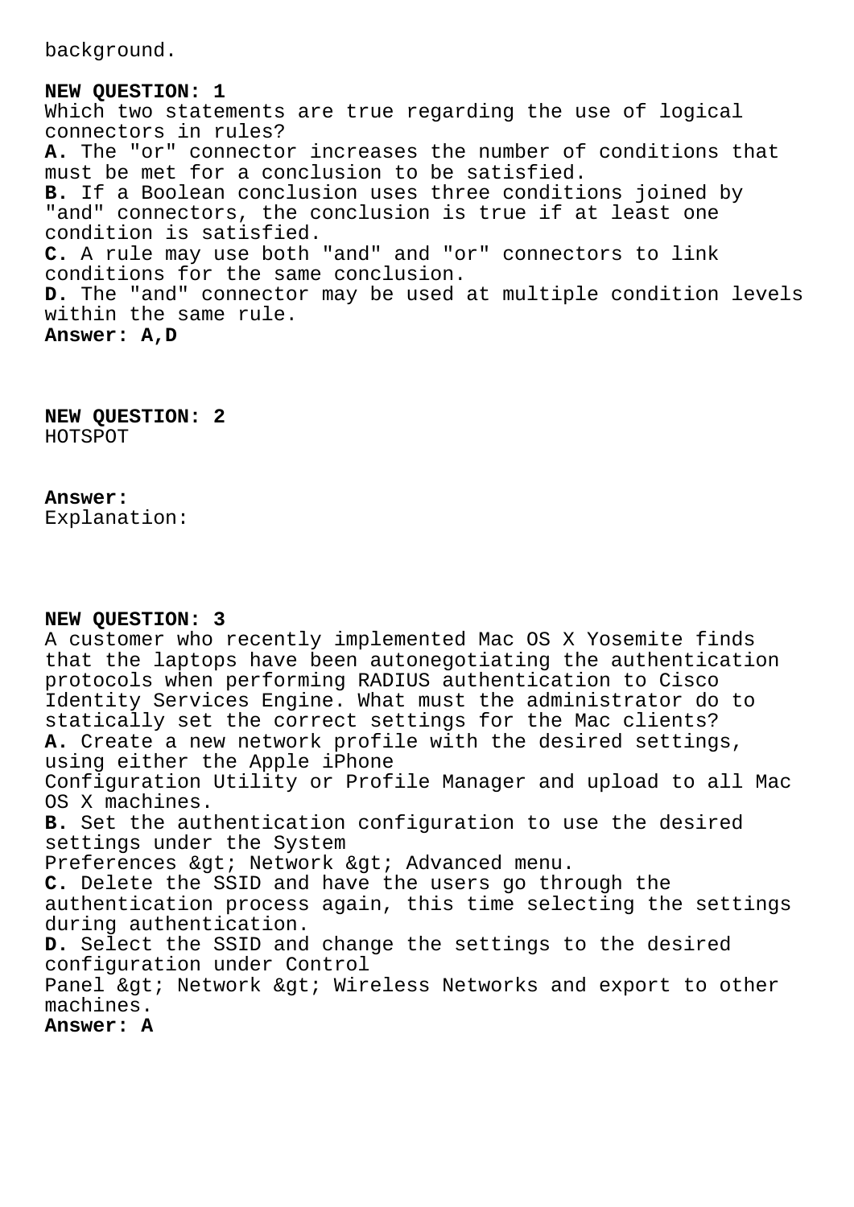background.

**NEW QUESTION: 1**
Which two statements are true regarding the use of logical connectors in rules?
**A.** The "or" connector increases the number of conditions that must be met for a conclusion to be satisfied.
**B.** If a Boolean conclusion uses three conditions joined by "and" connectors, the conclusion is true if at least one condition is satisfied.
**C.** A rule may use both "and" and "or" connectors to link conditions for the same conclusion.
**D.** The "and" connector may be used at multiple condition levels within the same rule.
**Answer: A,D**

**NEW QUESTION: 2**
HOTSPOT

**Answer:**
Explanation:

**NEW QUESTION: 3**
A customer who recently implemented Mac OS X Yosemite finds that the laptops have been autonegotiating the authentication protocols when performing RADIUS authentication to Cisco Identity Services Engine. What must the administrator do to statically set the correct settings for the Mac clients?
**A.** Create a new network profile with the desired settings, using either the Apple iPhone
Configuration Utility or Profile Manager and upload to all Mac OS X machines.
**B.** Set the authentication configuration to use the desired settings under the System
Preferences &gt; Network &gt; Advanced menu.
**C.** Delete the SSID and have the users go through the authentication process again, this time selecting the settings during authentication.
**D.** Select the SSID and change the settings to the desired configuration under Control
Panel &gt; Network &gt; Wireless Networks and export to other machines.
**Answer: A**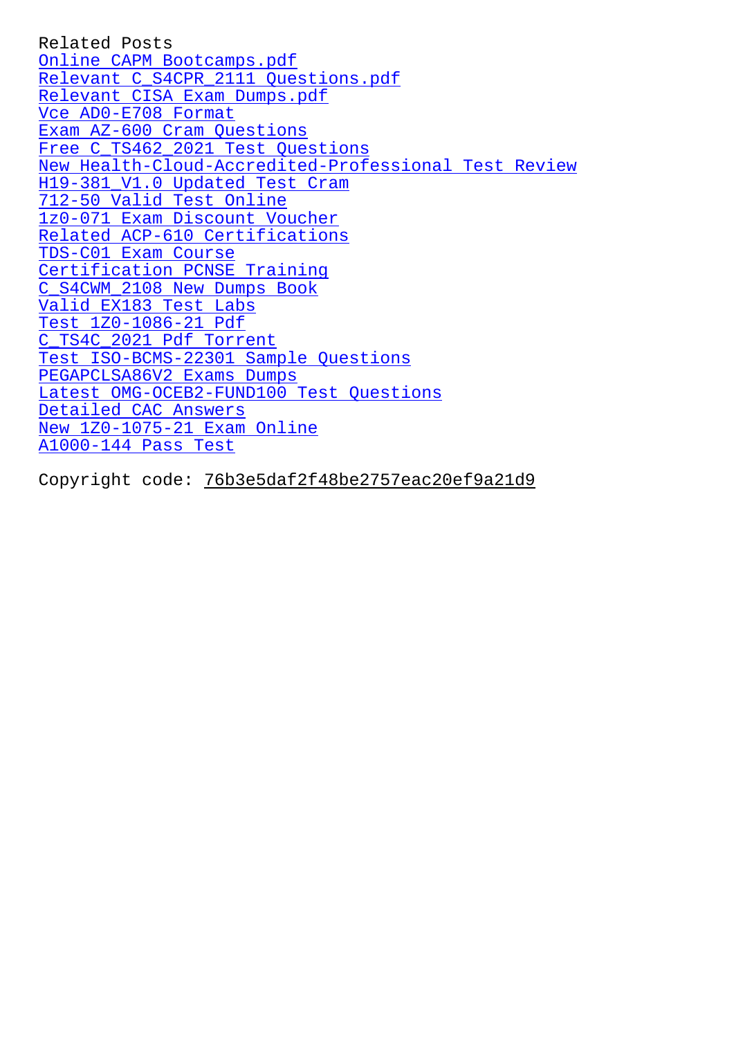Related Posts
Online CAPM Bootcamps.pdf
Relevant C_S4CPR_2111 Questions.pdf
Relevant CISA Exam Dumps.pdf
Vce AD0-E708 Format
Exam AZ-600 Cram Questions
Free C_TS462_2021 Test Questions
New Health-Cloud-Accredited-Professional Test Review
H19-381_V1.0 Updated Test Cram
712-50 Valid Test Online
1z0-071 Exam Discount Voucher
Related ACP-610 Certifications
TDS-C01 Exam Course
Certification PCNSE Training
C_S4CWM_2108 New Dumps Book
Valid EX183 Test Labs
Test 1Z0-1086-21 Pdf
C_TS4C_2021 Pdf Torrent
Test ISO-BCMS-22301 Sample Questions
PEGAPCLSA86V2 Exams Dumps
Latest OMG-OCEB2-FUND100 Test Questions
Detailed CAC Answers
New 1Z0-1075-21 Exam Online
A1000-144 Pass Test

Copyright code: 76b3e5daf2f48be2757eac20ef9a21d9